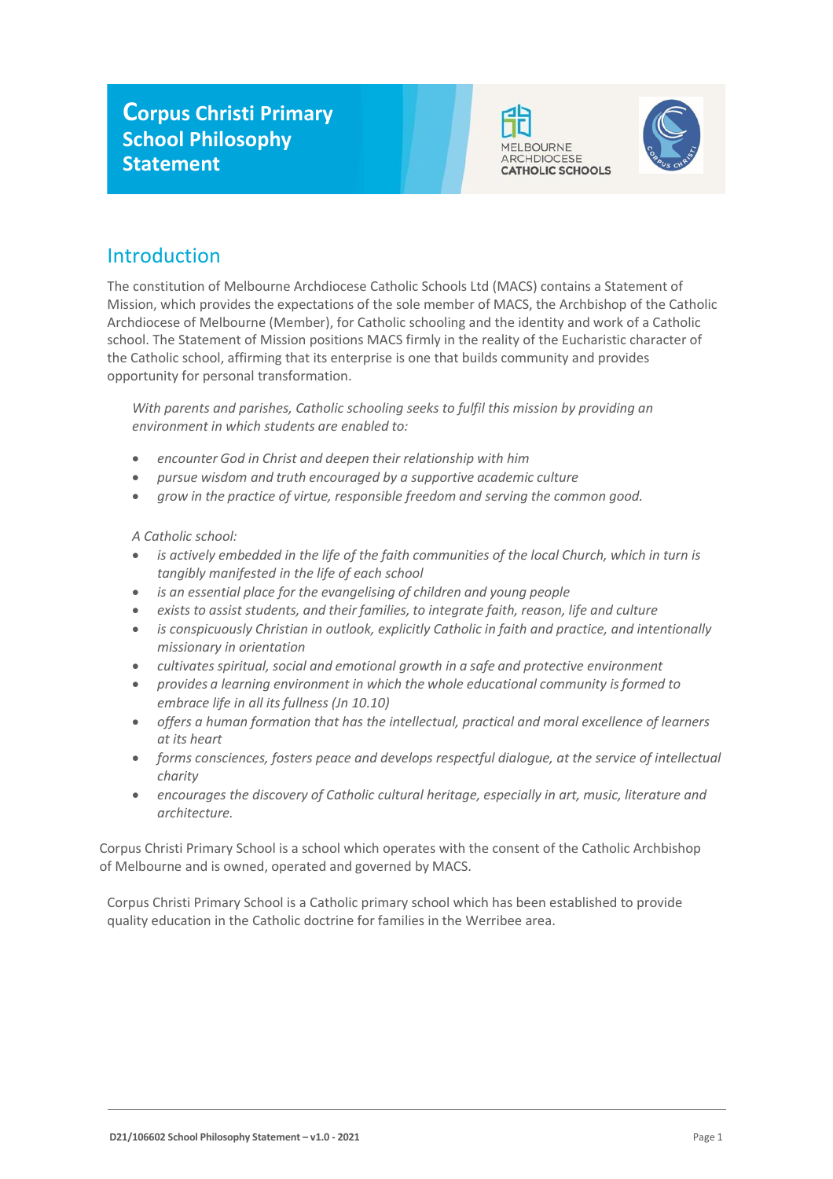# Corpus Christi Primary School Philosophy Statement

MELBOURNE ARCHDIOCESE CATHOLIC SCHOOLS

## Introduction

The constitution of Melbourne Archdiocese Catholic Schools Ltd (MACS) contains a Statement of Mission, which provides the expectations of the sole member of MACS, the Archbishop of the Catholic Archdiocese of Melbourne (Member), for Catholic schooling and the identity and work of a Catholic school. The Statement of Mission positions MACS firmly in the reality of the Eucharistic character of the Catholic school, affirming that its enterprise is one that builds community and provides opportunity for personal transformation.

> *With parents and parishes, Catholic schooling seeks to fulfil this mission by providing an environment in which students are enabled to:*
>
> - *encounter God in Christ and deepen their relationship with him*
> - *pursue wisdom and truth encouraged by a supportive academic culture*
> - *grow in the practice of virtue, responsible freedom and serving the common good.*
>
> *A Catholic school:*
>
> - *is actively embedded in the life of the faith communities of the local Church, which in turn is tangibly manifested in the life of each school*
> - *is an essential place for the evangelising of children and young people*
> - *exists to assist students, and their families, to integrate faith, reason, life and culture*
> - *is conspicuously Christian in outlook, explicitly Catholic in faith and practice, and intentionally missionary in orientation*
> - *cultivates spiritual, social and emotional growth in a safe and protective environment*
> - *provides a learning environment in which the whole educational community is formed to embrace life in all its fullness (Jn 10.10)*
> - *offers a human formation that has the intellectual, practical and moral excellence of learners at its heart*
> - *forms consciences, fosters peace and develops respectful dialogue, at the service of intellectual charity*
> - *encourages the discovery of Catholic cultural heritage, especially in art, music, literature and architecture.*

Corpus Christi Primary School is a school which operates with the consent of the Catholic Archbishop of Melbourne and is owned, operated and governed by MACS.

Corpus Christi Primary School is a Catholic primary school which has been established to provide quality education in the Catholic doctrine for families in the Werribee area.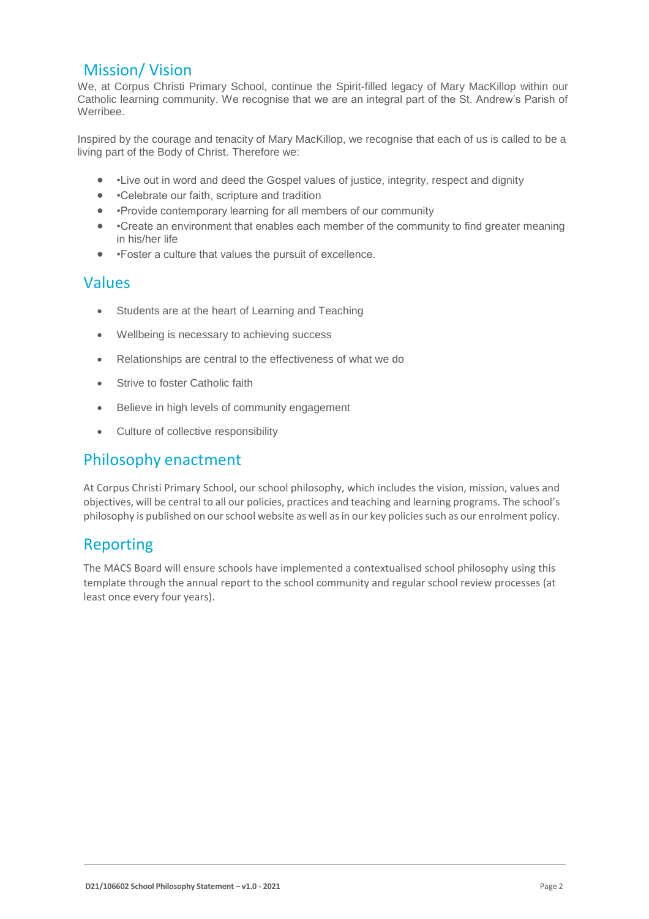## Mission/ Vision

We, at Corpus Christi Primary School, continue the Spirit-filled legacy of Mary MacKillop within our Catholic learning community. We recognise that we are an integral part of the St. Andrew's Parish of Werribee.

Inspired by the courage and tenacity of Mary MacKillop, we recognise that each of us is called to be a living part of the Body of Christ. Therefore we:

- •Live out in word and deed the Gospel values of justice, integrity, respect and dignity
- •Celebrate our faith, scripture and tradition
- •Provide contemporary learning for all members of our community
- •Create an environment that enables each member of the community to find greater meaning in his/her life
- •Foster a culture that values the pursuit of excellence.

## Values

- Students are at the heart of Learning and Teaching
- Wellbeing is necessary to achieving success
- Relationships are central to the effectiveness of what we do
- Strive to foster Catholic faith
- Believe in high levels of community engagement
- Culture of collective responsibility

## Philosophy enactment

At Corpus Christi Primary School, our school philosophy, which includes the vision, mission, values and objectives, will be central to all our policies, practices and teaching and learning programs. The school's philosophy is published on our school website as well as in our key policies such as our enrolment policy.

## Reporting

The MACS Board will ensure schools have implemented a contextualised school philosophy using this template through the annual report to the school community and regular school review processes (at least once every four years).